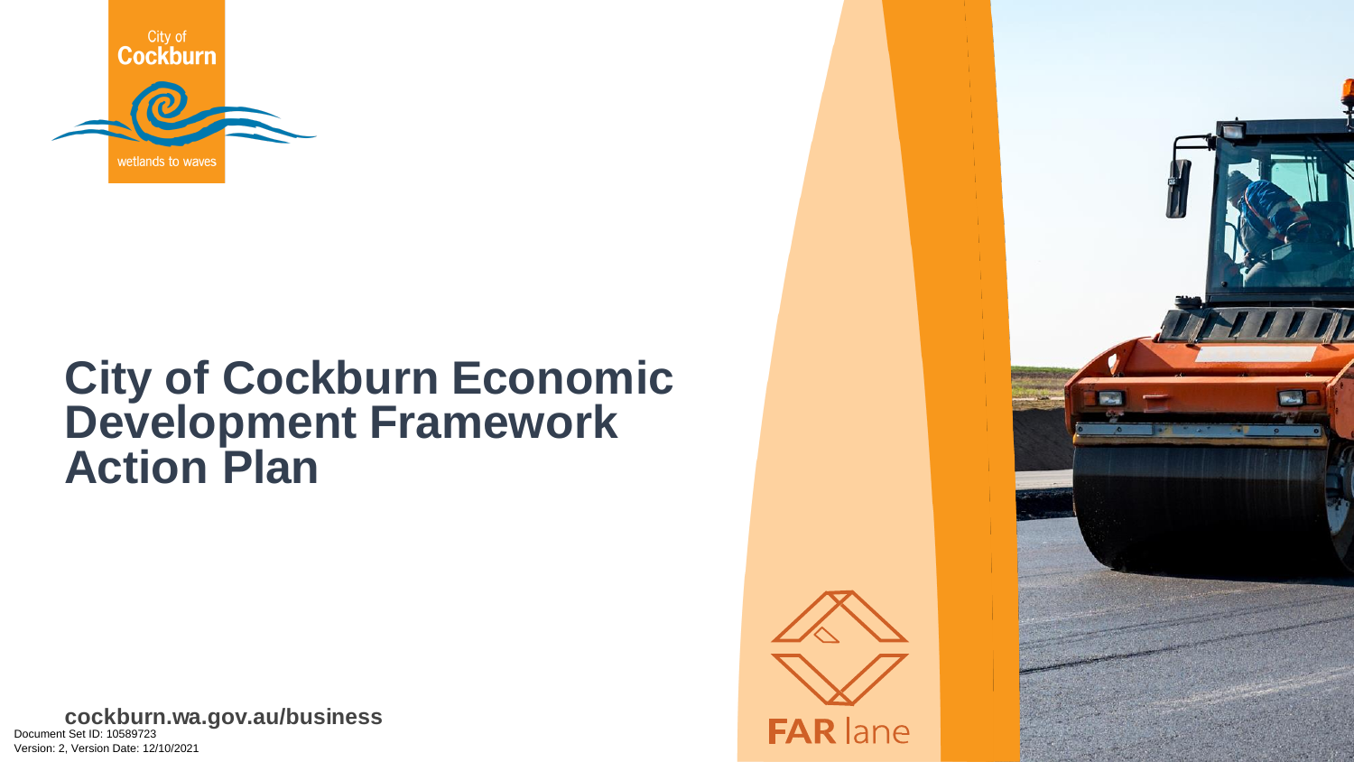City of Cockburn

wetlands to waves

# City of Cockburn Economic Development Framework Action Plan

**cockburn.wa.gov.au/business**

Document Set ID: 10589723
Version: 2, Version Date: 12/10/2021

FAR lane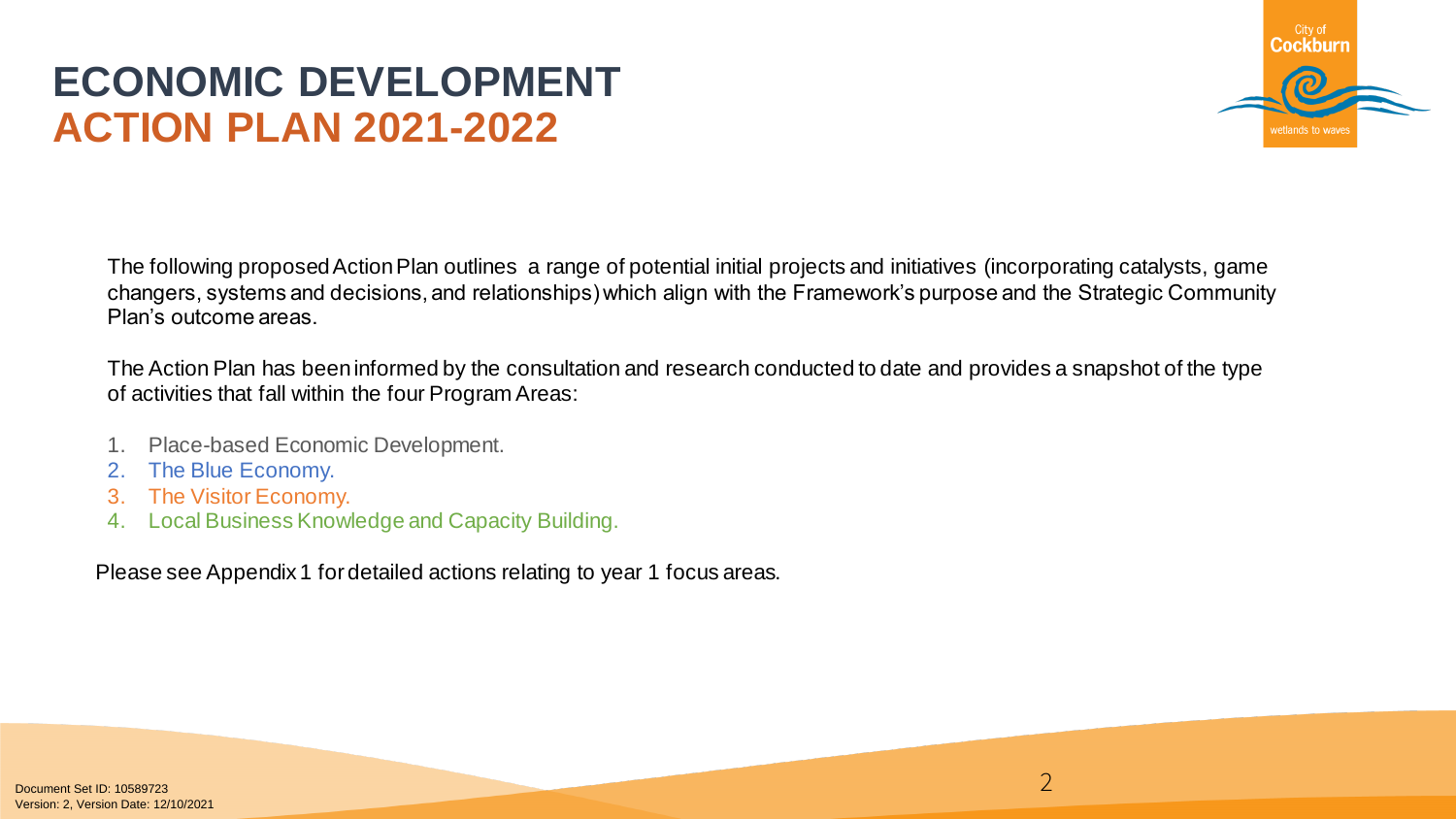# ECONOMIC DEVELOPMENT
# ACTION PLAN 2021-2022

The following proposed Action Plan outlines a range of potential initial projects and initiatives (incorporating catalysts, game changers, systems and decisions, and relationships) which align with the Framework's purpose and the Strategic Community Plan's outcome areas.

The Action Plan has been informed by the consultation and research conducted to date and provides a snapshot of the type of activities that fall within the four Program Areas:

1. Place-based Economic Development.
2. The Blue Economy.
3. The Visitor Economy.
4. Local Business Knowledge and Capacity Building.

Please see Appendix 1 for detailed actions relating to year 1 focus areas.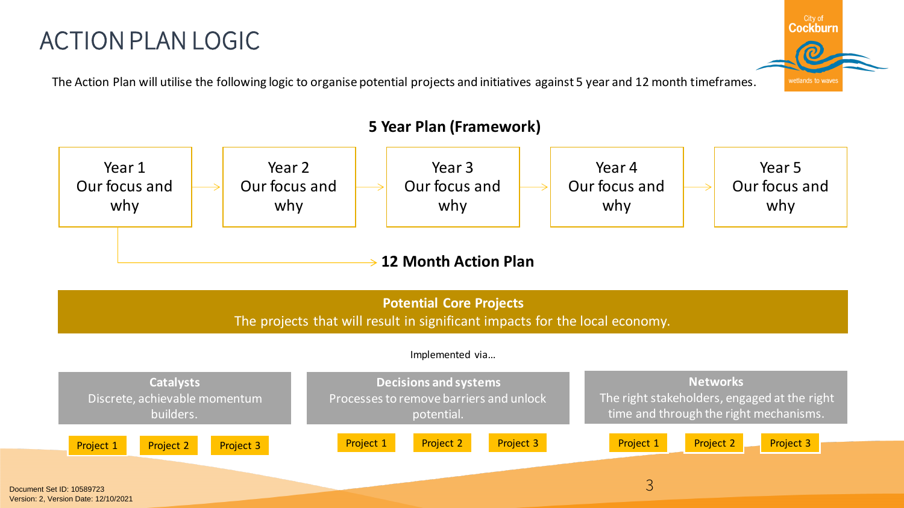# ACTION PLAN LOGIC

The Action Plan will utilise the following logic to organise potential projects and initiatives against 5 year and 12 month timeframes.

## 5 Year Plan (Framework)

Year 1 Our focus and why → Year 2 Our focus and why → Year 3 Our focus and why → Year 4 Our focus and why → Year 5 Our focus and why

Year 1 → **12 Month Action Plan**

**Potential Core Projects**

The projects that will result in significant impacts for the local economy.

Implemented via…

**Catalysts**
Discrete, achievable momentum builders.

- Project 1
- Project 2
- Project 3

**Decisions and systems**
Processes to remove barriers and unlock potential.

- Project 1
- Project 2
- Project 3

**Networks**
The right stakeholders, engaged at the right time and through the right mechanisms.

- Project 1
- Project 2
- Project 3

Document Set ID: 10589723
Version: 2, Version Date: 12/10/2021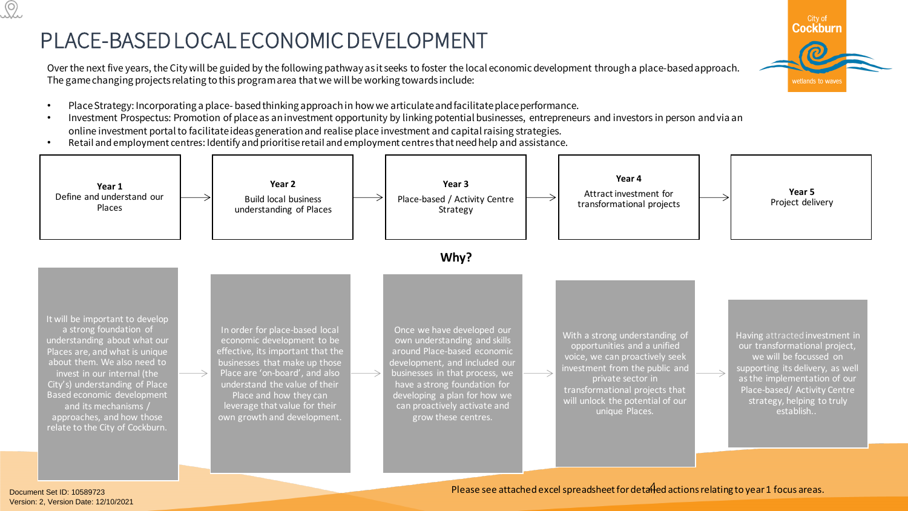# PLACE-BASED LOCAL ECONOMIC DEVELOPMENT

Over the next five years, the City will be guided by the following pathway as it seeks to foster the local economic development through a place-based approach. The game changing projects relating to this program area that we will be working towards include:

- Place Strategy: Incorporating a place- based thinking approach in how we articulate and facilitate place performance.
- Investment Prospectus: Promotion of place as an investment opportunity by linking potential businesses, entrepreneurs and investors in person and via an online investment portal to facilitate ideas generation and realise place investment and capital raising strategies.
- Retail and employment centres: Identify and prioritise retail and employment centres that need help and assistance.

**Year 1**
Define and understand our Places

→

**Year 2**
Build local business understanding of Places

→

**Year 3**
Place-based / Activity Centre Strategy

→

**Year 4**
Attract investment for transformational projects

→

**Year 5**
Project delivery

## Why?

**Year 1:** It will be important to develop a strong foundation of understanding about what our Places are, and what is unique about them. We also need to invest in our internal (the City's) understanding of Place Based economic development and its mechanisms / approaches, and how those relate to the City of Cockburn.

**Year 2:** In order for place-based local economic development to be effective, its important that the businesses that make up those Place are 'on-board', and also understand the value of their Place and how they can leverage that value for their own growth and development.

**Year 3:** Once we have developed our own understanding and skills around Place-based economic development, and included our businesses in that process, we have a strong foundation for developing a plan for how we can proactively activate and grow these centres.

**Year 4:** With a strong understanding of opportunities and a unified voice, we can proactively seek investment from the public and private sector in transformational projects that will unlock the potential of our unique Places.

**Year 5:** Having attracted investment in our transformational project, we will be focussed on supporting its delivery, as well as the implementation of our Place-based/ Activity Centre strategy, helping to truly establish..

Please see attached excel spreadsheet for detailed actions relating to year 1 focus areas.

Document Set ID: 10589723
Version: 2, Version Date: 12/10/2021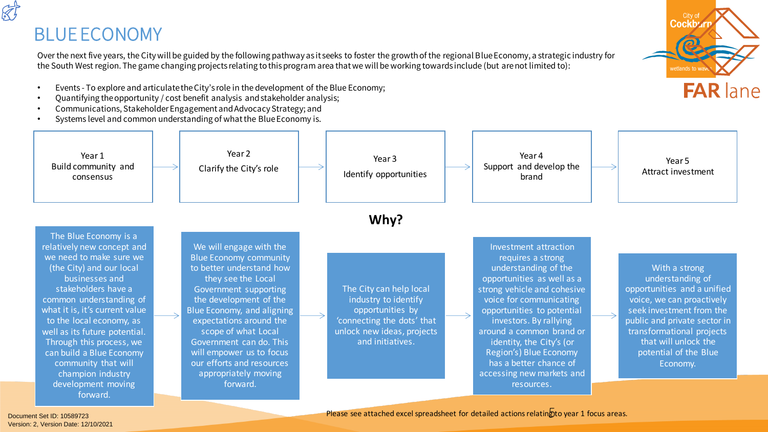# BLUE ECONOMY

Over the next five years, the City will be guided by the following pathway as it seeks to foster the growth of the regional Blue Economy, a strategic industry for the South West region. The game changing projects relating to this program area that we will be working towards include (but are not limited to):

- Events - To explore and articulate the City's role in the development of the Blue Economy;
- Quantifying the opportunity / cost benefit analysis and stakeholder analysis;
- Communications, Stakeholder Engagement and Advocacy Strategy; and
- Systems level and common understanding of what the Blue Economy is.

| Year 1 | Year 2 | Year 3 | Year 4 | Year 5 |
|---|---|---|---|---|
| Build community and consensus | Clarify the City's role | Identify opportunities | Support and develop the brand | Attract investment |

## Why?

| Year 1 | Year 2 | Year 3 | Year 4 | Year 5 |
|---|---|---|---|---|
| The Blue Economy is a relatively new concept and we need to make sure we (the City) and our local businesses and stakeholders have a common understanding of what it is, it's current value to the local economy, as well as its future potential. Through this process, we can build a Blue Economy community that will champion industry development moving forward. | We will engage with the Blue Economy community to better understand how they see the Local Government supporting the development of the Blue Economy, and aligning expectations around the scope of what Local Government can do. This will empower us to focus our efforts and resources appropriately moving forward. | The City can help local industry to identify opportunities by 'connecting the dots' that unlock new ideas, projects and initiatives. | Investment attraction requires a strong understanding of the opportunities as well as a strong vehicle and cohesive voice for communicating opportunities to potential investors. By rallying around a common brand or identity, the City's (or Region's) Blue Economy has a better chance of accessing new markets and resources. | With a strong understanding of opportunities and a unified voice, we can proactively seek investment from the public and private sector in transformational projects that will unlock the potential of the Blue Economy. |

Please see attached excel spreadsheet for detailed actions relating to year 1 focus areas.

Document Set ID: 10589723
Version: 2, Version Date: 12/10/2021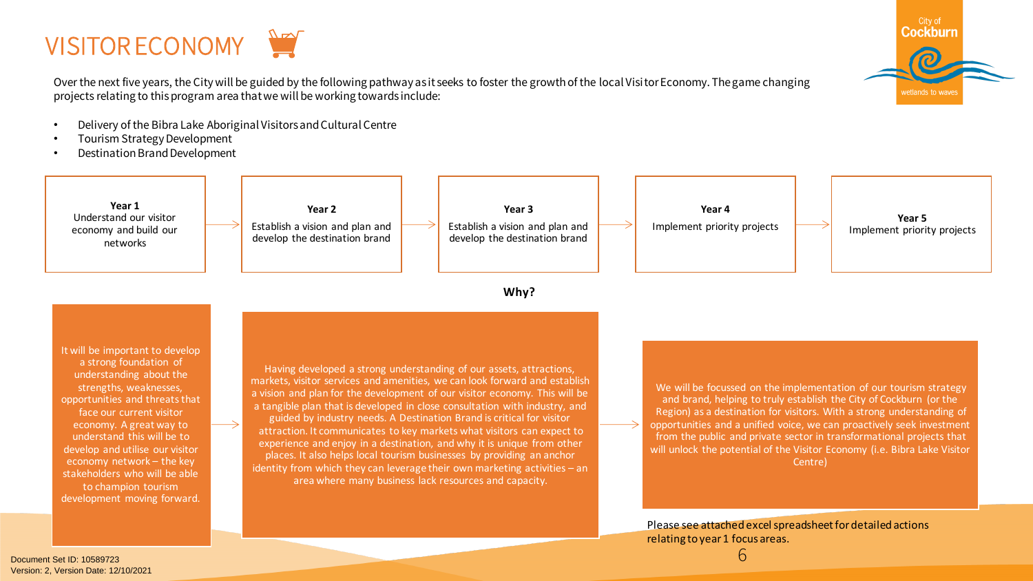# VISITOR ECONOMY

Over the next five years, the City will be guided by the following pathway as it seeks to foster the growth of the local Visitor Economy. The game changing projects relating to this program area that we will be working towards include:

- Delivery of the Bibra Lake Aboriginal Visitors and Cultural Centre
- Tourism Strategy Development
- Destination Brand Development

| Year 1 | Year 2 | Year 3 | Year 4 | Year 5 |
| --- | --- | --- | --- | --- |
| Understand our visitor economy and build our networks | Establish a vision and plan and develop the destination brand | Establish a vision and plan and develop the destination brand | Implement priority projects | Implement priority projects |

**Why?**

It will be important to develop a strong foundation of understanding about the strengths, weaknesses, opportunities and threats that face our current visitor economy. A great way to understand this will be to develop and utilise our visitor economy network – the key stakeholders who will be able to champion tourism development moving forward.

Having developed a strong understanding of our assets, attractions, markets, visitor services and amenities, we can look forward and establish a vision and plan for the development of our visitor economy. This will be a tangible plan that is developed in close consultation with industry, and guided by industry needs. A Destination Brand is critical for visitor attraction. It communicates to key markets what visitors can expect to experience and enjoy in a destination, and why it is unique from other places. It also helps local tourism businesses by providing an anchor identity from which they can leverage their own marketing activities – an area where many business lack resources and capacity.

We will be focussed on the implementation of our tourism strategy and brand, helping to truly establish the City of Cockburn (or the Region) as a destination for visitors. With a strong understanding of opportunities and a unified voice, we can proactively seek investment from the public and private sector in transformational projects that will unlock the potential of the Visitor Economy (i.e. Bibra Lake Visitor Centre)

Please see attached excel spreadsheet for detailed actions relating to year 1 focus areas.

Document Set ID: 10589723
Version: 2, Version Date: 12/10/2021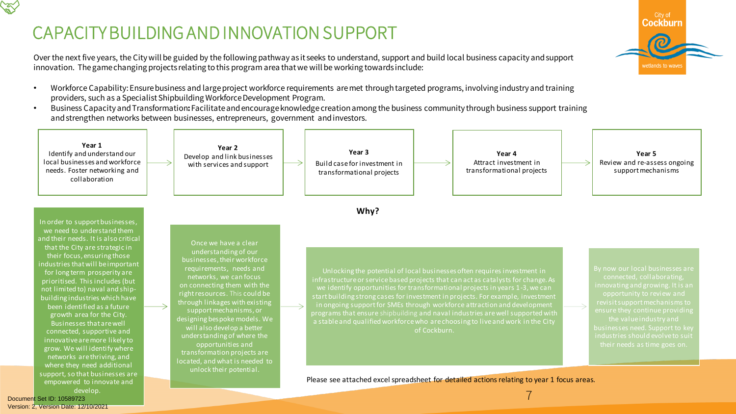# CAPACITY BUILDING AND INNOVATION SUPPORT

Over the next five years, the City will be guided by the following pathway as it seeks to understand, support and build local business capacity and support innovation. The game changing projects relating to this program area that we will be working towards include:

- Workforce Capability: Ensure business and large project workforce requirements are met through targeted programs, involving industry and training providers, such as a Specialist Shipbuilding Workforce Development Program.
- Business Capacity and Transformation**:** Facilitate and encourage knowledge creation among the business community through business support training and strengthen networks between businesses, entrepreneurs, government and investors.

**Year 1**
Identify and understand our local businesses and workforce needs. Foster networking and collaboration

→ **Year 2**
Develop and link businesses with services and support

→ **Year 3**
Build case for investment in transformational projects

→ **Year 4**
Attract investment in transformational projects

→ **Year 5**
Review and re-assess ongoing support mechanisms

**Why?**

**Year 1:** In order to support businesses, we need to understand them and their needs. It is also critical that the City are strategic in their focus, ensuring those industries that will be important for long term prosperity are prioritised. This includes (but not limited to) naval and ship-building industries which have been identified as a future growth area for the City. Businesses that are well connected, supportive and innovative are more likely to grow. We will identify where networks are thriving, and where they need additional support, so that businesses are empowered to innovate and develop.

**Year 2:** Once we have a clear understanding of our businesses, their workforce requirements, needs and networks, we can focus on connecting them with the right resources. This could be through linkages with existing support mechanisms, or designing bespoke models. We will also develop a better understanding of where the opportunities and transformation projects are located, and what is needed to unlock their potential.

**Years 3–4:** Unlocking the potential of local businesses often requires investment in infrastructure or service based projects that can act as catalysts for change. As we identify opportunities for transformational projects in years 1-3, we can start building strong cases for investment in projects. For example, investment in ongoing support for SMEs through workforce attraction and development programs that ensure shipbuilding and naval industries are well supported with a stable and qualified workforce who are choosing to live and work in the City of Cockburn.

**Year 5:** By now our local businesses are connected, collaborating, innovating and growing. It is an opportunity to review and revisit support mechanisms to ensure they continue providing the value industry and businesses need. Support to key industries should evolve to suit their needs as time goes on.

Please see attached excel spreadsheet for detailed actions relating to year 1 focus areas.

Document Set ID: 10589723
Version: 2, Version Date: 12/10/2021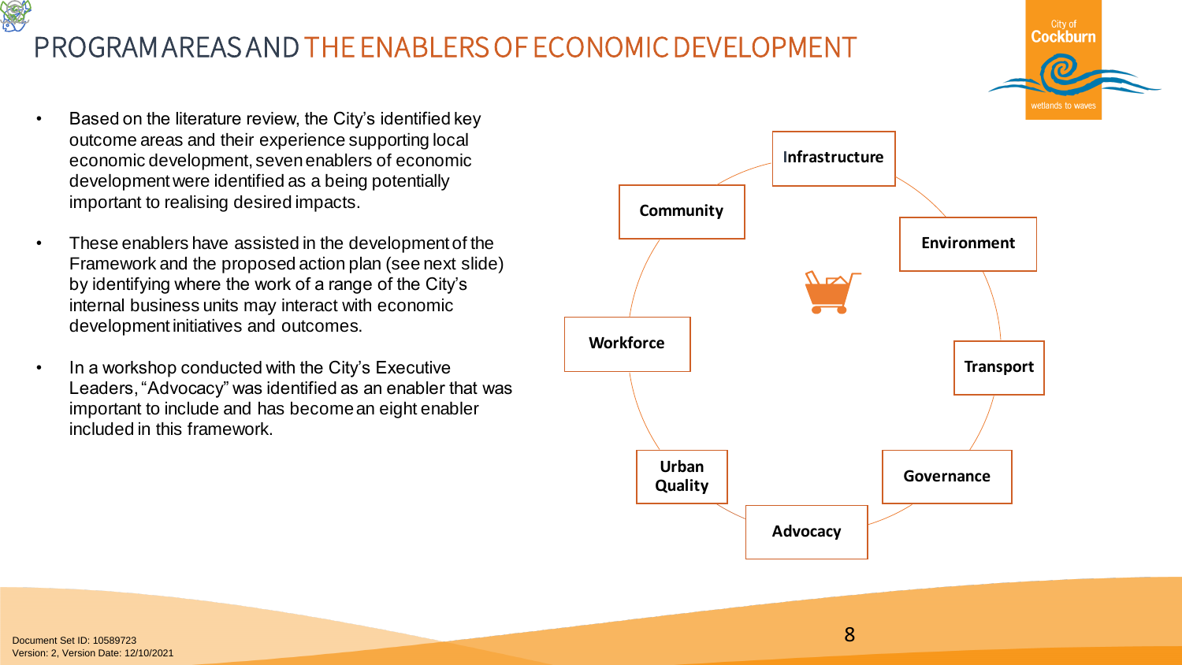# PROGRAM AREAS AND THE ENABLERS OF ECONOMIC DEVELOPMENT

- Based on the literature review, the City's identified key outcome areas and their experience supporting local economic development, seven enablers of economic development were identified as a being potentially important to realising desired impacts.
- These enablers have assisted in the development of the Framework and the proposed action plan (see next slide) by identifying where the work of a range of the City's internal business units may interact with economic development initiatives and outcomes.
- In a workshop conducted with the City's Executive Leaders, "Advocacy" was identified as an enabler that was important to include and has become an eight enabler included in this framework.

- **Infrastructure**
- **Environment**
- **Transport**
- **Governance**
- **Advocacy**
- **Urban Quality**
- **Workforce**
- **Community**

Document Set ID: 10589723
Version: 2, Version Date: 12/10/2021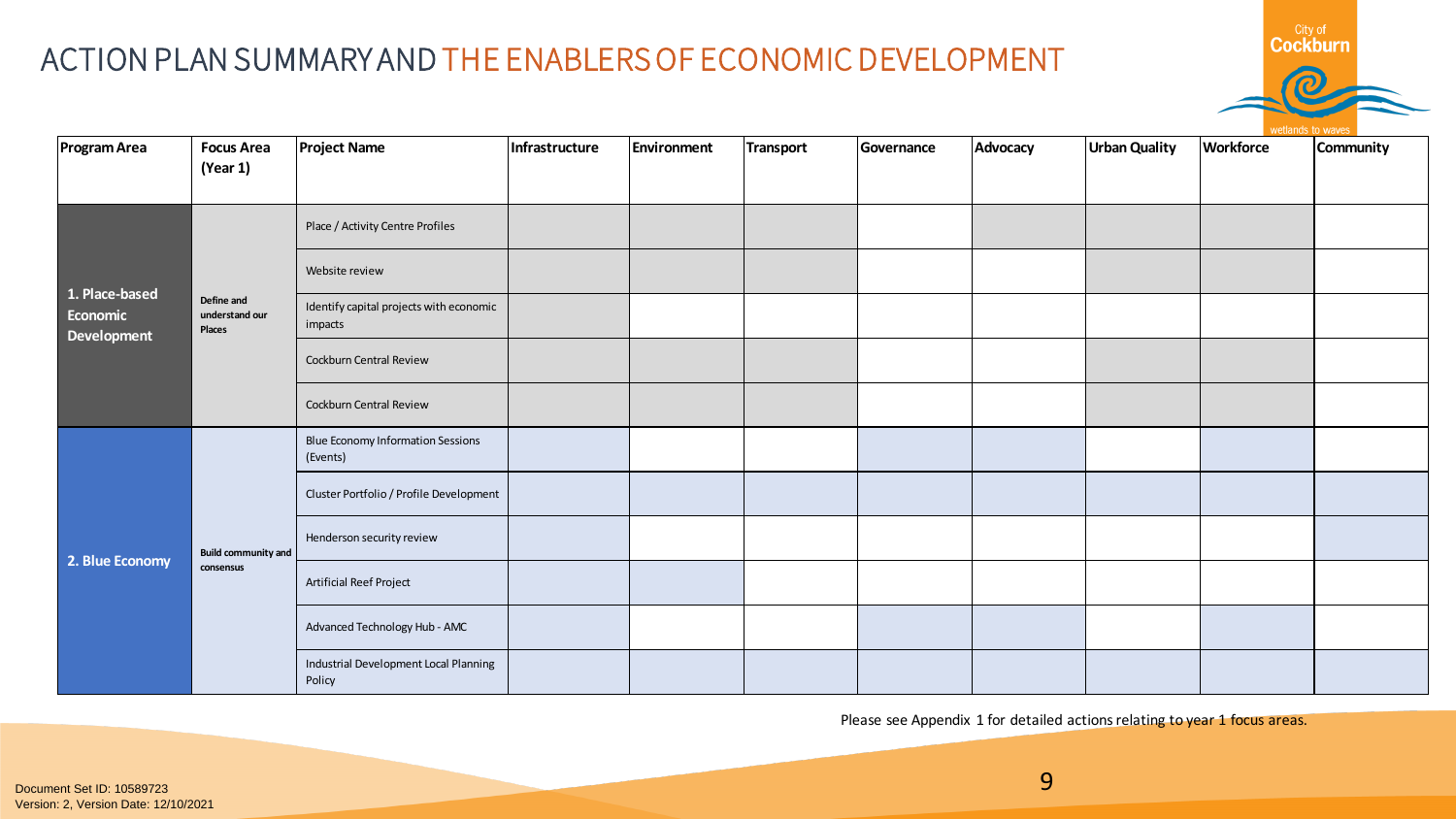# ACTION PLAN SUMMARY AND THE ENABLERS OF ECONOMIC DEVELOPMENT

| Program Area | Focus Area (Year 1) | Project Name | Infrastructure | Environment | Transport | Governance | Advocacy | Urban Quality | Workforce | Community |
|---|---|---|---|---|---|---|---|---|---|---|
| 1. Place-based Economic Development | Define and understand our Places | Place / Activity Centre Profiles | | | | | | | | |
| | | Website review | | | | | | | | |
| | | Identify capital projects with economic impacts | | | | | | | | |
| | | Cockburn Central Review | | | | | | | | |
| | | Cockburn Central Review | | | | | | | | |
| 2. Blue Economy | Build community and consensus | Blue Economy Information Sessions (Events) | | | | | | | | |
| | | Cluster Portfolio / Profile Development | | | | | | | | |
| | | Henderson security review | | | | | | | | |
| | | Artificial Reef Project | | | | | | | | |
| | | Advanced Technology Hub - AMC | | | | | | | | |
| | | Industrial Development Local Planning Policy | | | | | | | | |

Please see Appendix 1 for detailed actions relating to year 1 focus areas.

Document Set ID: 10589723
Version: 2, Version Date: 12/10/2021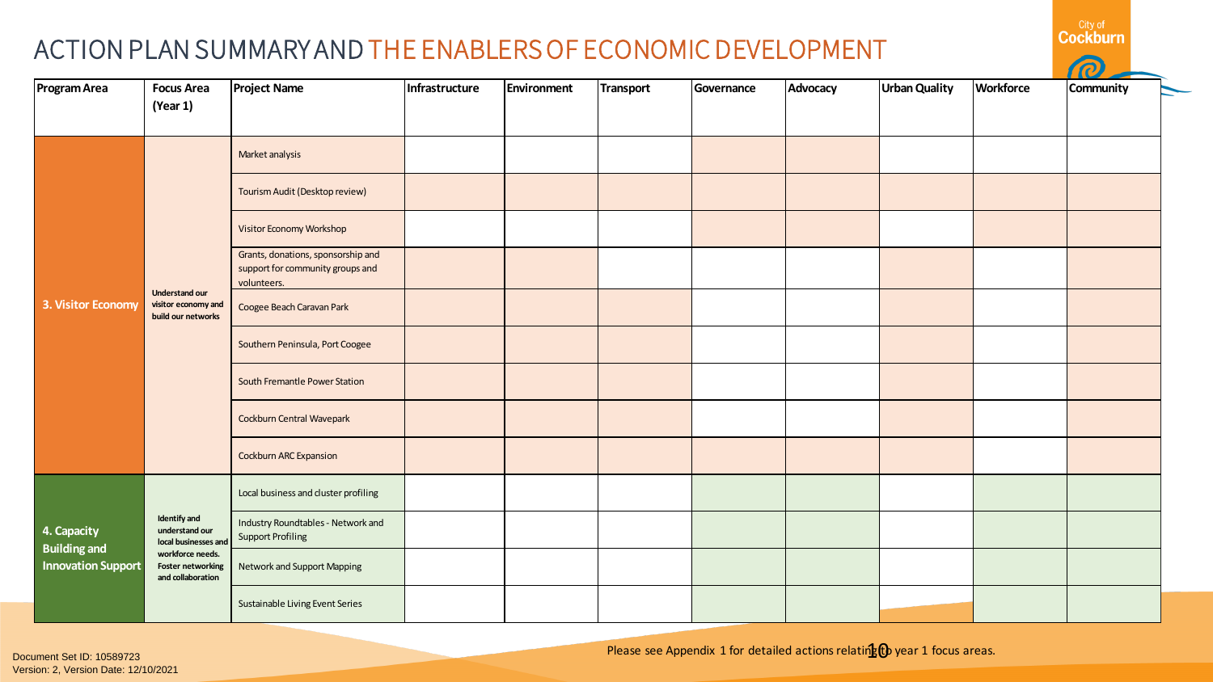# ACTION PLAN SUMMARY AND THE ENABLERS OF ECONOMIC DEVELOPMENT

| Program Area | Focus Area (Year 1) | Project Name | Infrastructure | Environment | Transport | Governance | Advocacy | Urban Quality | Workforce | Community |
|---|---|---|---|---|---|---|---|---|---|---|
| 3. Visitor Economy | Understand our visitor economy and build our networks | Market analysis | | | | | | | | |
| | | Tourism Audit (Desktop review) | | | | | | | | |
| | | Visitor Economy Workshop | | | | | | | | |
| | | Grants, donations, sponsorship and support for community groups and volunteers. | | | | | | | | |
| | | Coogee Beach Caravan Park | | | | | | | | |
| | | Southern Peninsula, Port Coogee | | | | | | | | |
| | | South Fremantle Power Station | | | | | | | | |
| | | Cockburn Central Wavepark | | | | | | | | |
| | | Cockburn ARC Expansion | | | | | | | | |
| 4. Capacity Building and Innovation Support | Identify and understand our local businesses and workforce needs. Foster networking and collaboration | Local business and cluster profiling | | | | | | | | |
| | | Industry Roundtables - Network and Support Profiling | | | | | | | | |
| | | Network and Support Mapping | | | | | | | | |
| | | Sustainable Living Event Series | | | | | | | | |

Please see Appendix 1 for detailed actions relating to year 1 focus areas.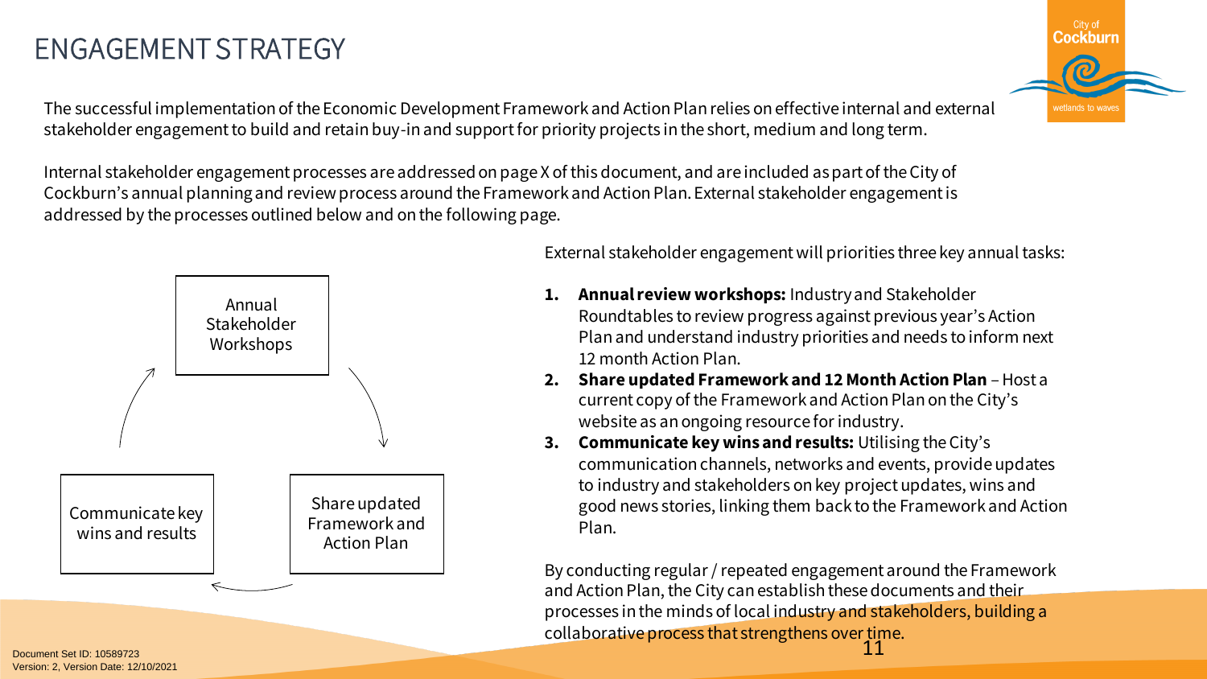# ENGAGEMENT STRATEGY

The successful implementation of the Economic Development Framework and Action Plan relies on effective internal and external stakeholder engagement to build and retain buy-in and support for priority projects in the short, medium and long term.

Internal stakeholder engagement processes are addressed on page X of this document, and are included as part of the City of Cockburn's annual planning and review process around the Framework and Action Plan. External stakeholder engagement is addressed by the processes outlined below and on the following page.

Annual Stakeholder Workshops → Share updated Framework and Action Plan → Communicate key wins and results → Annual Stakeholder Workshops

External stakeholder engagement will priorities three key annual tasks:

1. **Annual review workshops:** Industry and Stakeholder Roundtables to review progress against previous year's Action Plan and understand industry priorities and needs to inform next 12 month Action Plan.
2. **Share updated Framework and 12 Month Action Plan** – Host a current copy of the Framework and Action Plan on the City's website as an ongoing resource for industry.
3. **Communicate key wins and results:** Utilising the City's communication channels, networks and events, provide updates to industry and stakeholders on key project updates, wins and good news stories, linking them back to the Framework and Action Plan.

By conducting regular / repeated engagement around the Framework and Action Plan, the City can establish these documents and their processes in the minds of local industry and stakeholders, building a collaborative process that strengthens over time.

Document Set ID: 10589723
Version: 2, Version Date: 12/10/2021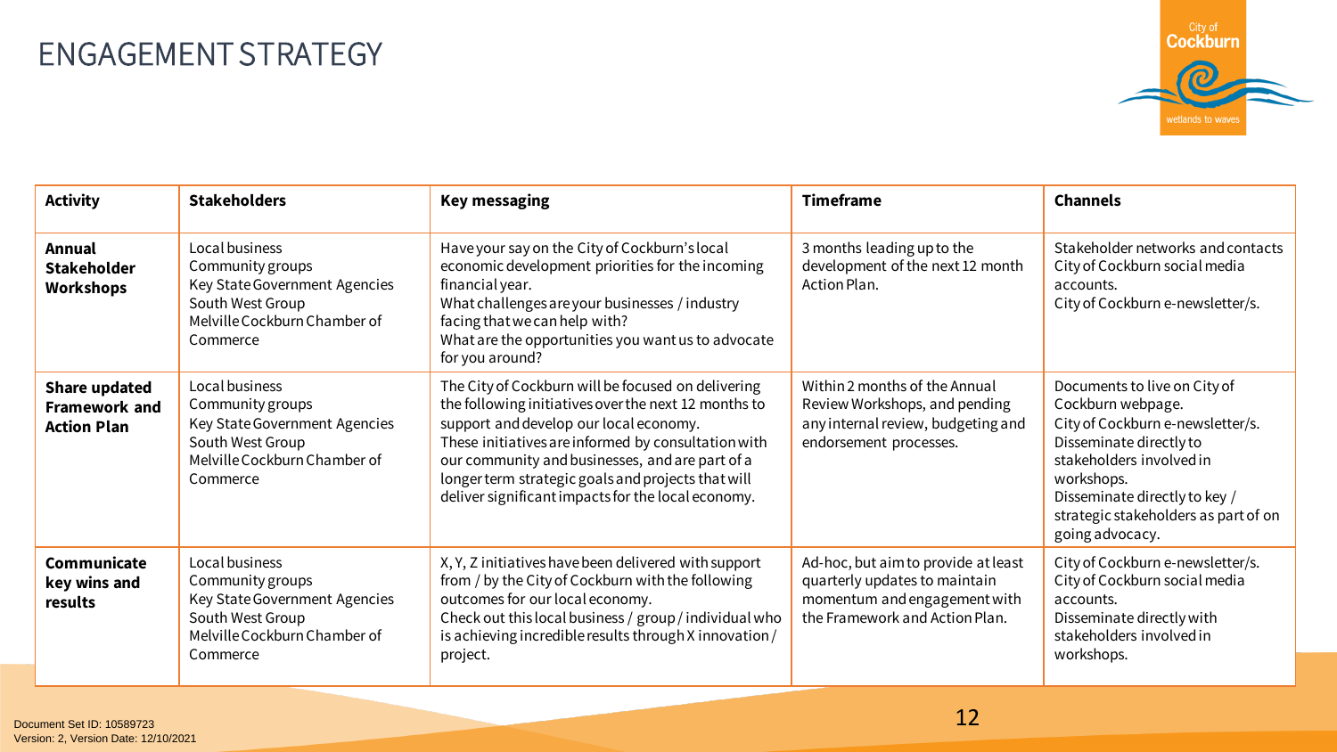# ENGAGEMENT STRATEGY

| Activity | Stakeholders | Key messaging | Timeframe | Channels |
| --- | --- | --- | --- | --- |
| **Annual Stakeholder Workshops** | Local business<br>Community groups<br>Key State Government Agencies<br>South West Group<br>Melville Cockburn Chamber of Commerce | Have your say on the City of Cockburn's local economic development priorities for the incoming financial year.<br>What challenges are your businesses / industry facing that we can help with?<br>What are the opportunities you want us to advocate for you around? | 3 months leading up to the development of the next 12 month Action Plan. | Stakeholder networks and contacts<br>City of Cockburn social media accounts.<br>City of Cockburn e-newsletter/s. |
| **Share updated Framework and Action Plan** | Local business<br>Community groups<br>Key State Government Agencies<br>South West Group<br>Melville Cockburn Chamber of Commerce | The City of Cockburn will be focused on delivering the following initiatives over the next 12 months to support and develop our local economy.<br>These initiatives are informed by consultation with our community and businesses, and are part of a longer term strategic goals and projects that will deliver significant impacts for the local economy. | Within 2 months of the Annual Review Workshops, and pending any internal review, budgeting and endorsement processes. | Documents to live on City of Cockburn webpage.<br>City of Cockburn e-newsletter/s.<br>Disseminate directly to stakeholders involved in workshops.<br>Disseminate directly to key / strategic stakeholders as part of on going advocacy. |
| **Communicate key wins and results** | Local business<br>Community groups<br>Key State Government Agencies<br>South West Group<br>Melville Cockburn Chamber of Commerce | X, Y, Z initiatives have been delivered with support from / by the City of Cockburn with the following outcomes for our local economy.<br>Check out this local business / group / individual who is achieving incredible results through X innovation / project. | Ad-hoc, but aim to provide at least quarterly updates to maintain momentum and engagement with the Framework and Action Plan. | City of Cockburn e-newsletter/s.<br>City of Cockburn social media accounts.<br>Disseminate directly with stakeholders involved in workshops. |

Document Set ID: 10589723
Version: 2, Version Date: 12/10/2021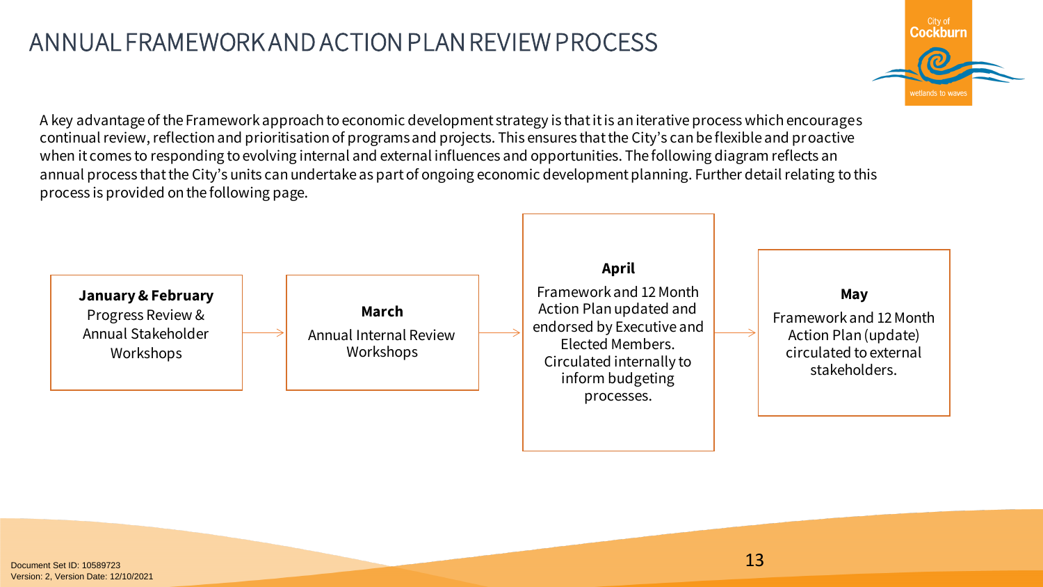# ANNUAL FRAMEWORK AND ACTION PLAN REVIEW PROCESS

A key advantage of the Framework approach to economic development strategy is that it is an iterative process which encourages continual review, reflection and prioritisation of programs and projects. This ensures that the City's can be flexible and proactive when it comes to responding to evolving internal and external influences and opportunities. The following diagram reflects an annual process that the City's units can undertake as part of ongoing economic development planning. Further detail relating to this process is provided on the following page.

**January & February**
Progress Review & Annual Stakeholder Workshops

→

**March**
Annual Internal Review Workshops

→

**April**
Framework and 12 Month Action Plan updated and endorsed by Executive and Elected Members. Circulated internally to inform budgeting processes.

→

**May**
Framework and 12 Month Action Plan (update) circulated to external stakeholders.

Document Set ID: 10589723
Version: 2, Version Date: 12/10/2021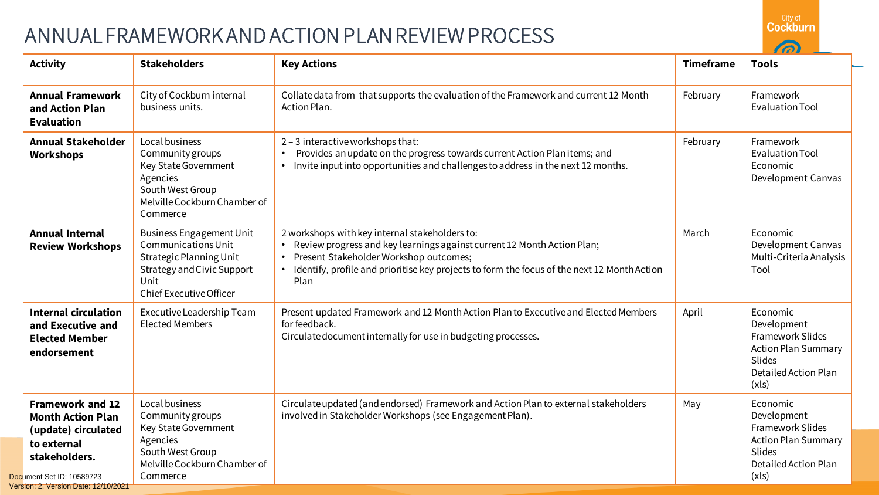# ANNUAL FRAMEWORK AND ACTION PLAN REVIEW PROCESS

| Activity | Stakeholders | Key Actions | Timeframe | Tools |
|---|---|---|---|---|
| **Annual Framework and Action Plan Evaluation** | City of Cockburn internal business units. | Collate data from that supports the evaluation of the Framework and current 12 Month Action Plan. | February | Framework Evaluation Tool |
| **Annual Stakeholder Workshops** | Local business<br>Community groups<br>Key State Government Agencies<br>South West Group<br>Melville Cockburn Chamber of Commerce | 2 – 3 interactive workshops that:<br>• Provides an update on the progress towards current Action Plan items; and<br>• Invite input into opportunities and challenges to address in the next 12 months. | February | Framework Evaluation Tool<br>Economic Development Canvas |
| **Annual Internal Review Workshops** | Business Engagement Unit<br>Communications Unit<br>Strategic Planning Unit<br>Strategy and Civic Support Unit<br>Chief Executive Officer | 2 workshops with key internal stakeholders to:<br>• Review progress and key learnings against current 12 Month Action Plan;<br>• Present Stakeholder Workshop outcomes;<br>• Identify, profile and prioritise key projects to form the focus of the next 12 Month Action Plan | March | Economic Development Canvas<br>Multi-Criteria Analysis Tool |
| **Internal circulation and Executive and Elected Member endorsement** | Executive Leadership Team<br>Elected Members | Present updated Framework and 12 Month Action Plan to Executive and Elected Members for feedback.<br>Circulate document internally for use in budgeting processes. | April | Economic Development Framework Slides<br>Action Plan Summary Slides<br>Detailed Action Plan (xls) |
| **Framework and 12 Month Action Plan (update) circulated to external stakeholders.** | Local business<br>Community groups<br>Key State Government Agencies<br>South West Group<br>Melville Cockburn Chamber of Commerce | Circulate updated (and endorsed) Framework and Action Plan to external stakeholders involved in Stakeholder Workshops (see Engagement Plan). | May | Economic Development Framework Slides<br>Action Plan Summary Slides<br>Detailed Action Plan (xls) |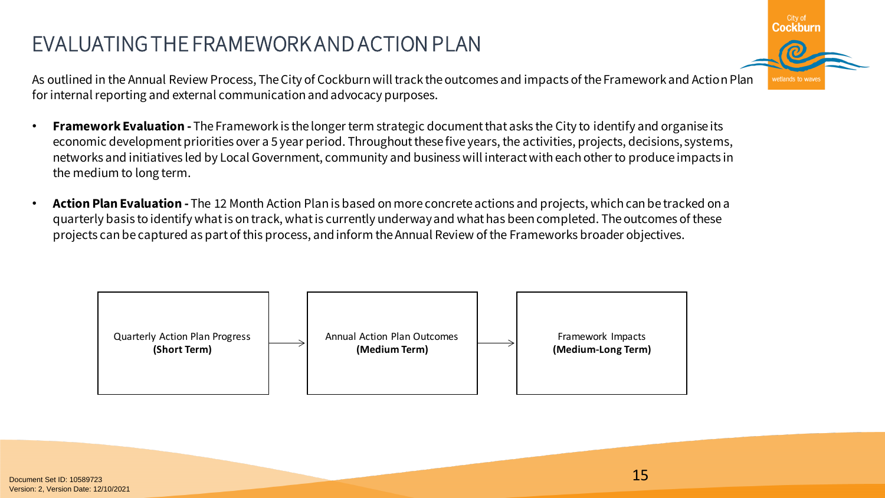# EVALUATING THE FRAMEWORK AND ACTION PLAN

As outlined in the Annual Review Process, The City of Cockburn will track the outcomes and impacts of the Framework and Action Plan for internal reporting and external communication and advocacy purposes.

- **Framework Evaluation -** The Framework is the longer term strategic document that asks the City to identify and organise its economic development priorities over a 5 year period. Throughout these five years, the activities, projects, decisions, systems, networks and initiatives led by Local Government, community and business will interact with each other to produce impacts in the medium to long term.

- **Action Plan Evaluation -** The 12 Month Action Plan is based on more concrete actions and projects, which can be tracked on a quarterly basis to identify what is on track, what is currently underway and what has been completed. The outcomes of these projects can be captured as part of this process, and inform the Annual Review of the Frameworks broader objectives.

Quarterly Action Plan Progress **(Short Term)** → Annual Action Plan Outcomes **(Medium Term)** → Framework Impacts **(Medium-Long Term)**

Document Set ID: 10589723
Version: 2, Version Date: 12/10/2021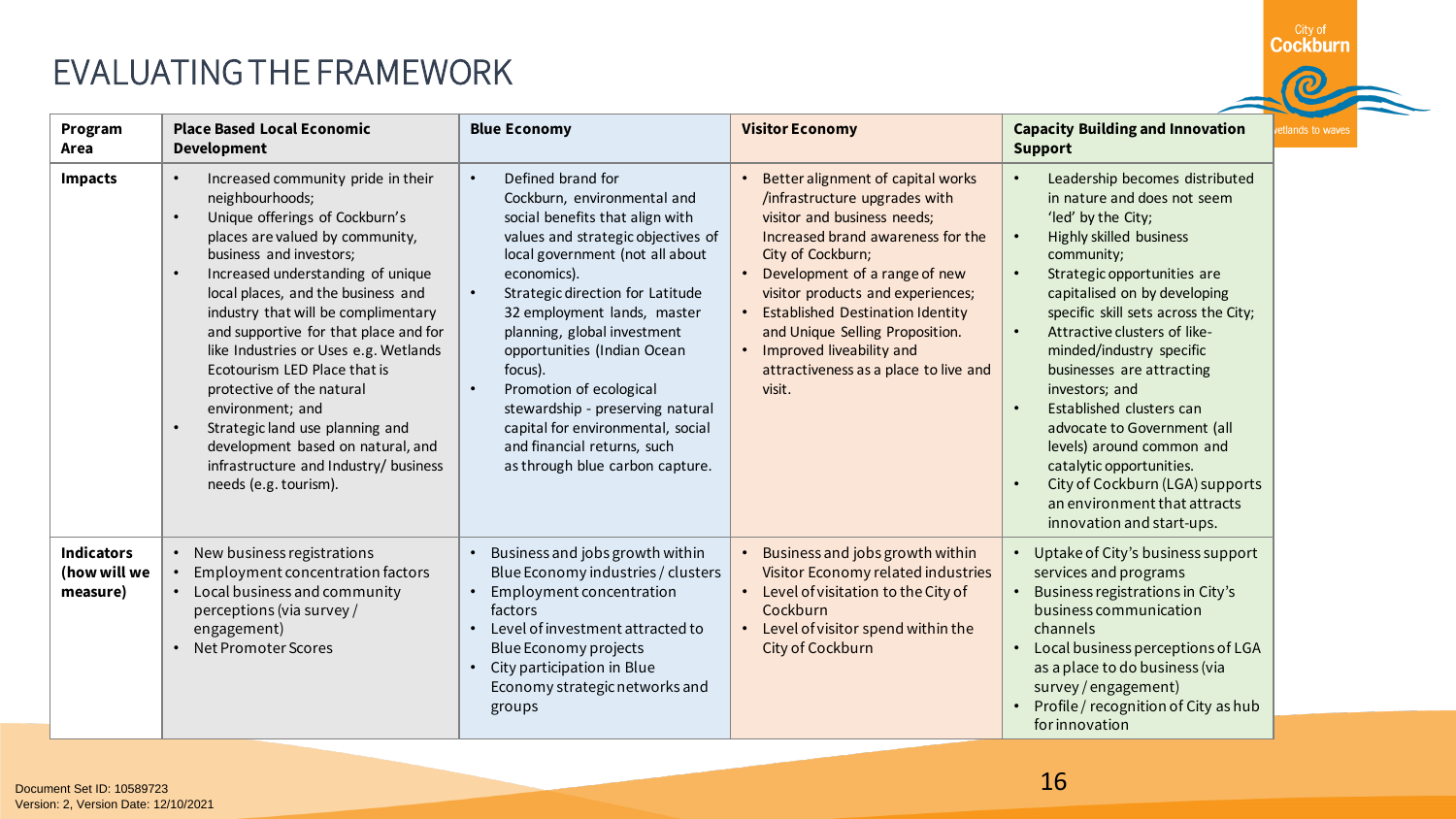# EVALUATING THE FRAMEWORK

| Program Area | Place Based Local Economic Development | Blue Economy | Visitor Economy | Capacity Building and Innovation Support |
|---|---|---|---|---|
| **Impacts** | • Increased community pride in their neighbourhoods;<br>• Unique offerings of Cockburn's places are valued by community, business and investors;<br>• Increased understanding of unique local places, and the business and industry that will be complimentary and supportive for that place and for like Industries or Uses e.g. Wetlands Ecotourism LED Place that is protective of the natural environment; and<br>• Strategic land use planning and development based on natural, and infrastructure and Industry/ business needs (e.g. tourism). | • Defined brand for Cockburn, environmental and social benefits that align with values and strategic objectives of local government (not all about economics).<br>• Strategic direction for Latitude 32 employment lands, master planning, global investment opportunities (Indian Ocean focus).<br>• Promotion of ecological stewardship - preserving natural capital for environmental, social and financial returns, such as through blue carbon capture. | • Better alignment of capital works /infrastructure upgrades with visitor and business needs;<br>Increased brand awareness for the City of Cockburn;<br>• Development of a range of new visitor products and experiences;<br>• Established Destination Identity and Unique Selling Proposition.<br>• Improved liveability and attractiveness as a place to live and visit. | • Leadership becomes distributed in nature and does not seem 'led' by the City;<br>• Highly skilled business community;<br>• Strategic opportunities are capitalised on by developing specific skill sets across the City;<br>• Attractive clusters of like-minded/industry specific businesses are attracting investors; and<br>• Established clusters can advocate to Government (all levels) around common and catalytic opportunities.<br>• City of Cockburn (LGA) supports an environment that attracts innovation and start-ups. |
| **Indicators (how will we measure)** | • New business registrations<br>• Employment concentration factors<br>• Local business and community perceptions (via survey / engagement)<br>• Net Promoter Scores | • Business and jobs growth within Blue Economy industries / clusters<br>• Employment concentration factors<br>• Level of investment attracted to Blue Economy projects<br>• City participation in Blue Economy strategic networks and groups | • Business and jobs growth within Visitor Economy related industries<br>• Level of visitation to the City of Cockburn<br>• Level of visitor spend within the City of Cockburn | • Uptake of City's business support services and programs<br>• Business registrations in City's business communication channels<br>• Local business perceptions of LGA as a place to do business (via survey / engagement)<br>• Profile / recognition of City as hub for innovation |

Document Set ID: 10589723
Version: 2, Version Date: 12/10/2021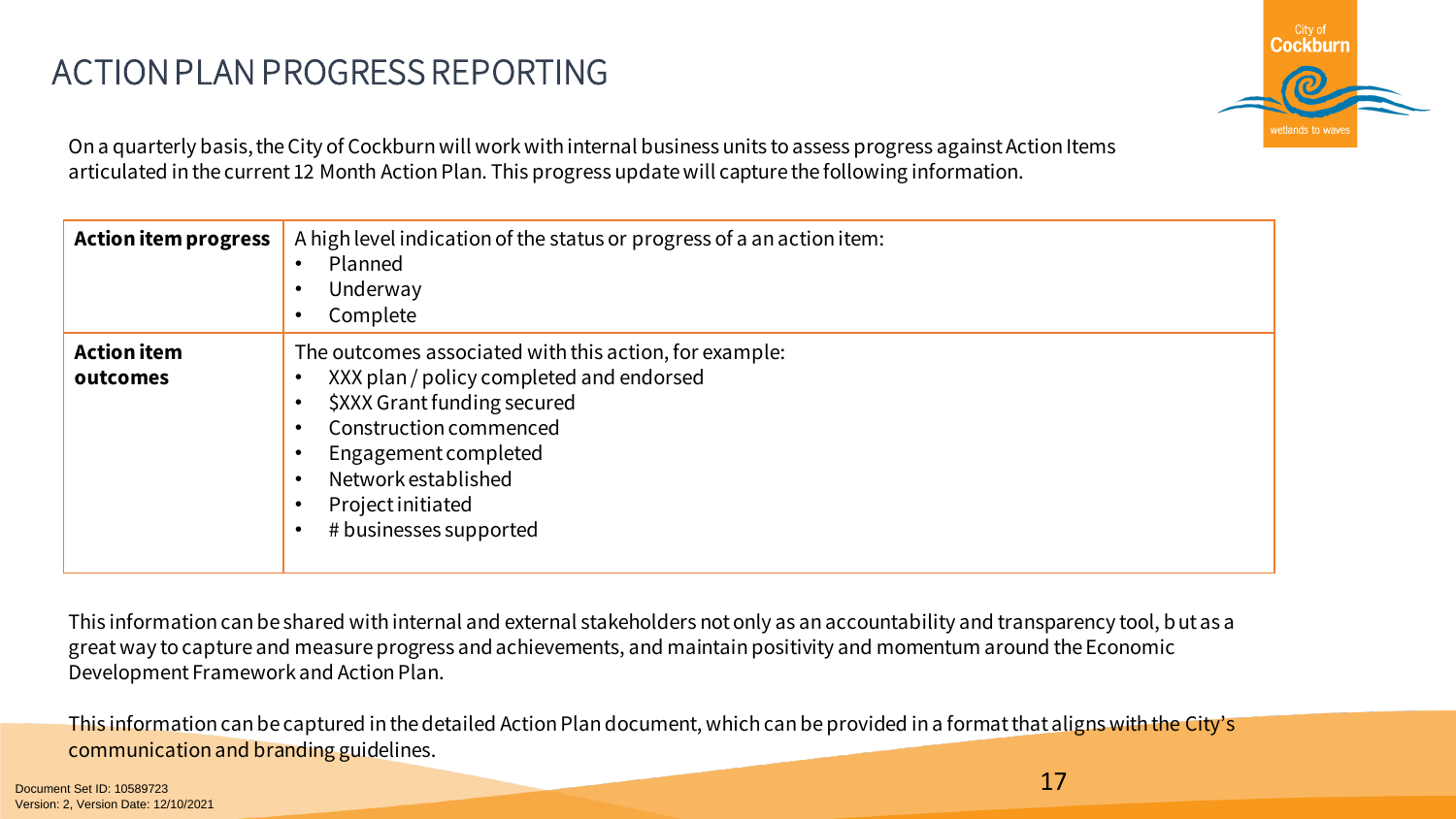# ACTION PLAN PROGRESS REPORTING

On a quarterly basis, the City of Cockburn will work with internal business units to assess progress against Action Items articulated in the current 12 Month Action Plan. This progress update will capture the following information.

| | |
|---|---|
| **Action item progress** | A high level indication of the status or progress of a an action item:<br>• Planned<br>• Underway<br>• Complete |
| **Action item outcomes** | The outcomes associated with this action, for example:<br>• XXX plan / policy completed and endorsed<br>• $XXX Grant funding secured<br>• Construction commenced<br>• Engagement completed<br>• Network established<br>• Project initiated<br>• # businesses supported |

This information can be shared with internal and external stakeholders not only as an accountability and transparency tool, but as a great way to capture and measure progress and achievements, and maintain positivity and momentum around the Economic Development Framework and Action Plan.

This information can be captured in the detailed Action Plan document, which can be provided in a format that aligns with the City's communication and branding guidelines.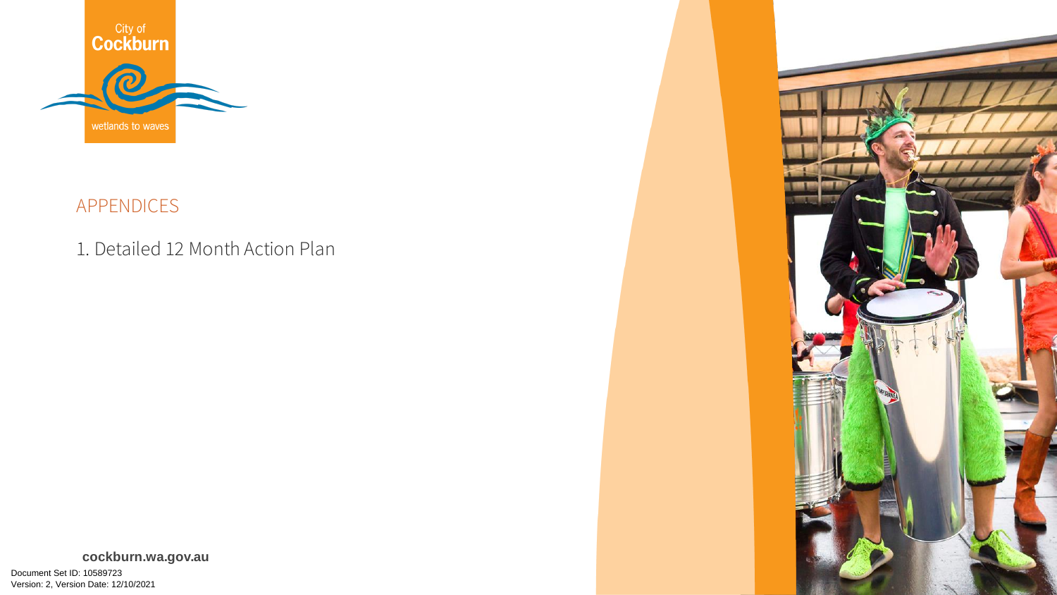City of Cockburn

wetlands to waves

## APPENDICES

1. Detailed 12 Month Action Plan

**cockburn.wa.gov.au**

Document Set ID: 10589723
Version: 2, Version Date: 12/10/2021